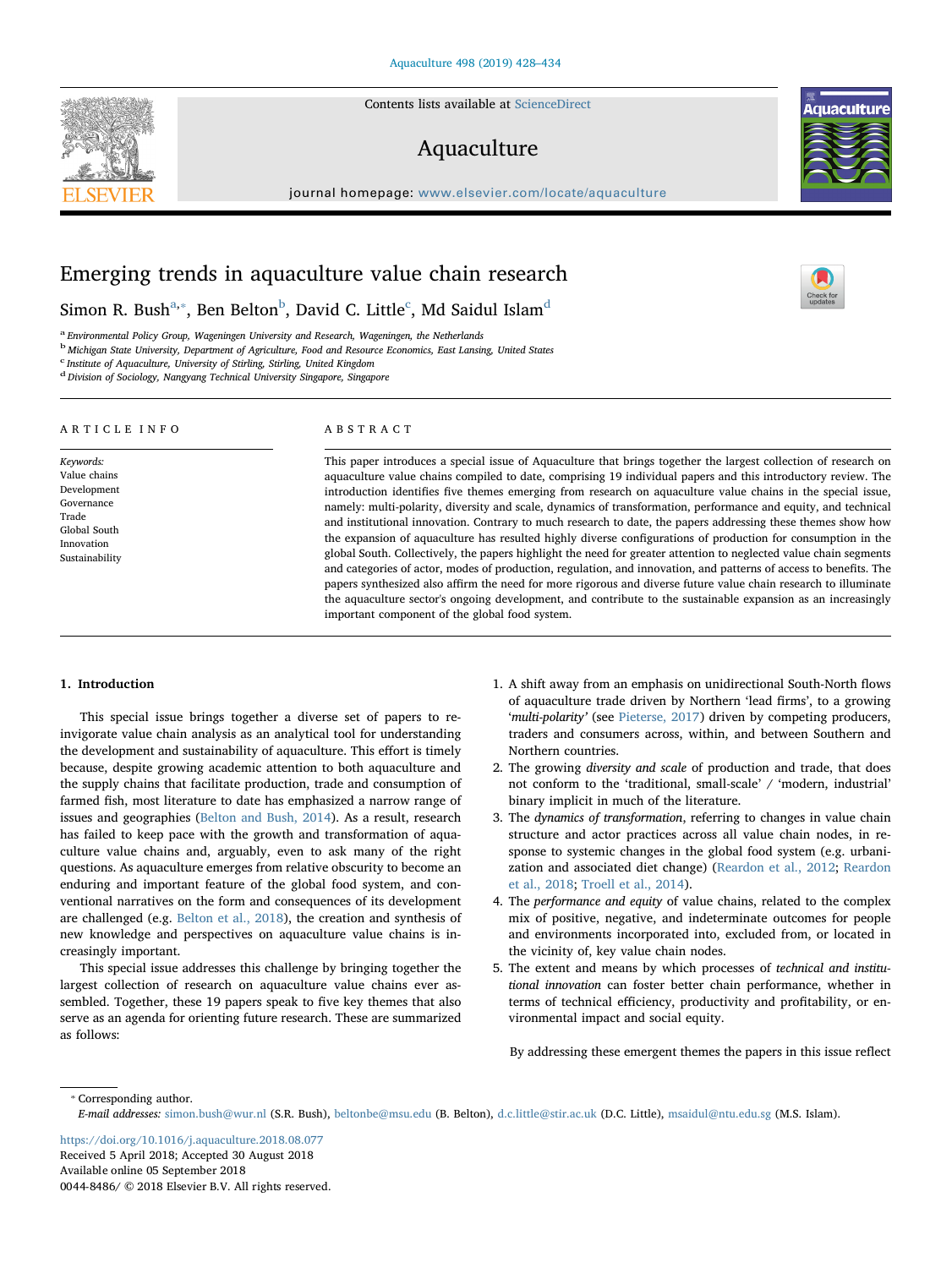# Emerging trends in aquaculture value chain research

Simon R. Bush[a,*], Ben Belton[b], David C. Little[c], Md Saidul Islam[d]

[a] Environmental Policy Group, Wageningen University and Research, Wageningen, the Netherlands
[b] Michigan State University, Department of Agriculture, Food and Resource Economics, East Lansing, United States
[c] Institute of Aquaculture, University of Stirling, Stirling, United Kingdom
[d] Division of Sociology, Nangyang Technical University Singapore, Singapore

## ARTICLE INFO

*Keywords:*
Value chains
Development
Governance
Trade
Global South
Innovation
Sustainability

## ABSTRACT

This paper introduces a special issue of Aquaculture that brings together the largest collection of research on aquaculture value chains compiled to date, comprising 19 individual papers and this introductory review. The introduction identifies five themes emerging from research on aquaculture value chains in the special issue, namely: multi-polarity, diversity and scale, dynamics of transformation, performance and equity, and technical and institutional innovation. Contrary to much research to date, the papers addressing these themes show how the expansion of aquaculture has resulted highly diverse configurations of production for consumption in the global South. Collectively, the papers highlight the need for greater attention to neglected value chain segments and categories of actor, modes of production, regulation, and innovation, and patterns of access to benefits. The papers synthesized also affirm the need for more rigorous and diverse future value chain research to illuminate the aquaculture sector's ongoing development, and contribute to the sustainable expansion as an increasingly important component of the global food system.

## 1. Introduction

This special issue brings together a diverse set of papers to reinvigorate value chain analysis as an analytical tool for understanding the development and sustainability of aquaculture. This effort is timely because, despite growing academic attention to both aquaculture and the supply chains that facilitate production, trade and consumption of farmed fish, most literature to date has emphasized a narrow range of issues and geographies (Belton and Bush, 2014). As a result, research has failed to keep pace with the growth and transformation of aquaculture value chains and, arguably, even to ask many of the right questions. As aquaculture emerges from relative obscurity to become an enduring and important feature of the global food system, and conventional narratives on the form and consequences of its development are challenged (e.g. Belton et al., 2018), the creation and synthesis of new knowledge and perspectives on aquaculture value chains is increasingly important.

This special issue addresses this challenge by bringing together the largest collection of research on aquaculture value chains ever assembled. Together, these 19 papers speak to five key themes that also serve as an agenda for orienting future research. These are summarized as follows:

1. A shift away from an emphasis on unidirectional South-North flows of aquaculture trade driven by Northern 'lead firms', to a growing '*multi-polarity*' (see Pieterse, 2017) driven by competing producers, traders and consumers across, within, and between Southern and Northern countries.
2. The growing *diversity and scale* of production and trade, that does not conform to the 'traditional, small-scale' / 'modern, industrial' binary implicit in much of the literature.
3. The *dynamics of transformation*, referring to changes in value chain structure and actor practices across all value chain nodes, in response to systemic changes in the global food system (e.g. urbanization and associated diet change) (Reardon et al., 2012; Reardon et al., 2018; Troell et al., 2014).
4. The *performance and equity* of value chains, related to the complex mix of positive, negative, and indeterminate outcomes for people and environments incorporated into, excluded from, or located in the vicinity of, key value chain nodes.
5. The extent and means by which processes of *technical and institutional innovation* can foster better chain performance, whether in terms of technical efficiency, productivity and profitability, or environmental impact and social equity.

By addressing these emergent themes the papers in this issue reflect

---

* Corresponding author.
*E-mail addresses:* simon.bush@wur.nl (S.R. Bush), beltonbe@msu.edu (B. Belton), d.c.little@stir.ac.uk (D.C. Little), msaidul@ntu.edu.sg (M.S. Islam).

https://doi.org/10.1016/j.aquaculture.2018.08.077
Received 5 April 2018; Accepted 30 August 2018
Available online 05 September 2018
0044-8486/ © 2018 Elsevier B.V. All rights reserved.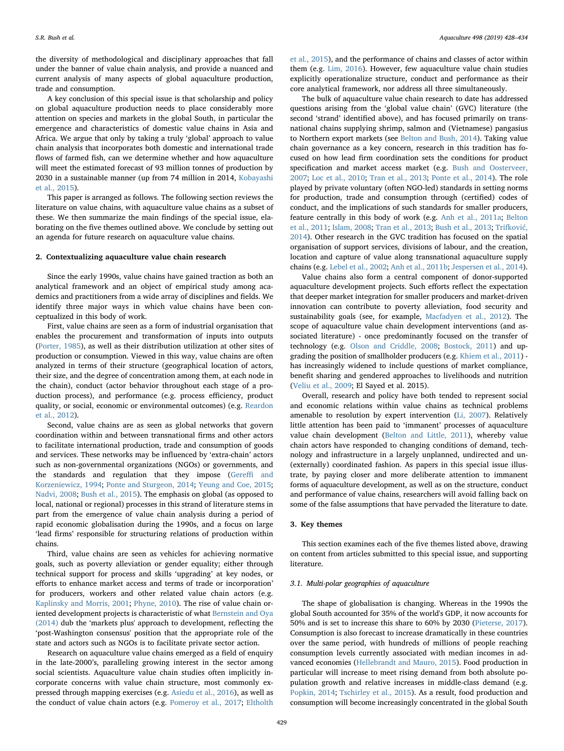the diversity of methodological and disciplinary approaches that fall under the banner of value chain analysis, and provide a nuanced and current analysis of many aspects of global aquaculture production, trade and consumption.

A key conclusion of this special issue is that scholarship and policy on global aquaculture production needs to place considerably more attention on species and markets in the global South, in particular the emergence and characteristics of domestic value chains in Asia and Africa. We argue that only by taking a truly 'global' approach to value chain analysis that incorporates both domestic and international trade flows of farmed fish, can we determine whether and how aquaculture will meet the estimated forecast of 93 million tonnes of production by 2030 in a sustainable manner (up from 74 million in 2014, Kobayashi et al., 2015).

This paper is arranged as follows. The following section reviews the literature on value chains, with aquaculture value chains as a subset of these. We then summarize the main findings of the special issue, elaborating on the five themes outlined above. We conclude by setting out an agenda for future research on aquaculture value chains.

## 2. Contextualizing aquaculture value chain research

Since the early 1990s, value chains have gained traction as both an analytical framework and an object of empirical study among academics and practitioners from a wide array of disciplines and fields. We identify three major ways in which value chains have been conceptualized in this body of work.

First, value chains are seen as a form of industrial organisation that enables the procurement and transformation of inputs into outputs (Porter, 1985), as well as their distribution utilization at other sites of production or consumption. Viewed in this way, value chains are often analyzed in terms of their structure (geographical location of actors, their size, and the degree of concentration among them, at each node in the chain), conduct (actor behavior throughout each stage of a production process), and performance (e.g. process efficiency, product quality, or social, economic or environmental outcomes) (e.g. Reardon et al., 2012).

Second, value chains are as seen as global networks that govern coordination within and between transnational firms and other actors to facilitate international production, trade and consumption of goods and services. These networks may be influenced by 'extra-chain' actors such as non-governmental organizations (NGOs) or governments, and the standards and regulation that they impose (Gereffi and Korzeniewicz, 1994; Ponte and Sturgeon, 2014; Yeung and Coe, 2015; Nadvi, 2008; Bush et al., 2015). The emphasis on global (as opposed to local, national or regional) processes in this strand of literature stems in part from the emergence of value chain analysis during a period of rapid economic globalisation during the 1990s, and a focus on large 'lead firms' responsible for structuring relations of production within chains.

Third, value chains are seen as vehicles for achieving normative goals, such as poverty alleviation or gender equality; either through technical support for process and skills 'upgrading' at key nodes, or efforts to enhance market access and terms of trade or incorporation' for producers, workers and other related value chain actors (e.g. Kaplinsky and Morris, 2001; Phyne, 2010). The rise of value chain oriented development projects is characteristic of what Bernstein and Oya (2014) dub the 'markets plus' approach to development, reflecting the 'post-Washington consensus' position that the appropriate role of the state and actors such as NGOs is to facilitate private sector action.

Research on aquaculture value chains emerged as a field of enquiry in the late-2000's, paralleling growing interest in the sector among social scientists. Aquaculture value chain studies often implicitly incorporate concerns with value chain structure, most commonly expressed through mapping exercises (e.g. Asiedu et al., 2016), as well as the conduct of value chain actors (e.g. Pomeroy et al., 2017; Eltholth et al., 2015), and the performance of chains and classes of actor within them (e.g. Lim, 2016). However, few aquaculture value chain studies explicitly operationalize structure, conduct and performance as their core analytical framework, nor address all three simultaneously.

The bulk of aquaculture value chain research to date has addressed questions arising from the 'global value chain' (GVC) literature (the second 'strand' identified above), and has focused primarily on transnational chains supplying shrimp, salmon and (Vietnamese) pangasius to Northern export markets (see Belton and Bush, 2014). Taking value chain governance as a key concern, research in this tradition has focused on how lead firm coordination sets the conditions for product specification and market access market (e.g. Bush and Oosterveer, 2007; Loc et al., 2010; Tran et al., 2013; Ponte et al., 2014). The role played by private voluntary (often NGO-led) standards in setting norms for production, trade and consumption through (certified) codes of conduct, and the implications of such standards for smaller producers, feature centrally in this body of work (e.g. Anh et al., 2011a; Belton et al., 2011; Islam, 2008; Tran et al., 2013; Bush et al., 2013; Trifković, 2014). Other research in the GVC tradition has focused on the spatial organisation of support services, divisions of labour, and the creation, location and capture of value along transnational aquaculture supply chains (e.g. Lebel et al., 2002; Anh et al., 2011b; Jespersen et al., 2014).

Value chains also form a central component of donor-supported aquaculture development projects. Such efforts reflect the expectation that deeper market integration for smaller producers and market-driven innovation can contribute to poverty alleviation, food security and sustainability goals (see, for example, Macfadyen et al., 2012). The scope of aquaculture value chain development interventions (and associated literature) - once predominantly focused on the transfer of technology (e.g. Olson and Criddle, 2008; Bostock, 2011) and upgrading the position of smallholder producers (e.g. Khiem et al., 2011) - has increasingly widened to include questions of market compliance, benefit sharing and gendered approaches to livelihoods and nutrition (Veliu et al., 2009; El Sayed et al. 2015).

Overall, research and policy have both tended to represent social and economic relations within value chains as technical problems amenable to resolution by expert intervention (Li, 2007). Relatively little attention has been paid to 'immanent' processes of aquaculture value chain development (Belton and Little, 2011), whereby value chain actors have responded to changing conditions of demand, technology and infrastructure in a largely unplanned, undirected and un-(externally) coordinated fashion. As papers in this special issue illustrate, by paying closer and more deliberate attention to immanent forms of aquaculture development, as well as on the structure, conduct and performance of value chains, researchers will avoid falling back on some of the false assumptions that have pervaded the literature to date.

## 3. Key themes

This section examines each of the five themes listed above, drawing on content from articles submitted to this special issue, and supporting literature.

### 3.1. Multi-polar geographies of aquaculture

The shape of globalisation is changing. Whereas in the 1990s the global South accounted for 35% of the world's GDP, it now accounts for 50% and is set to increase this share to 60% by 2030 (Pieterse, 2017). Consumption is also forecast to increase dramatically in these countries over the same period, with hundreds of millions of people reaching consumption levels currently associated with median incomes in advanced economies (Hellebrandt and Mauro, 2015). Food production in particular will increase to meet rising demand from both absolute population growth and relative increases in middle-class demand (e.g. Popkin, 2014; Tschirley et al., 2015). As a result, food production and consumption will become increasingly concentrated in the global South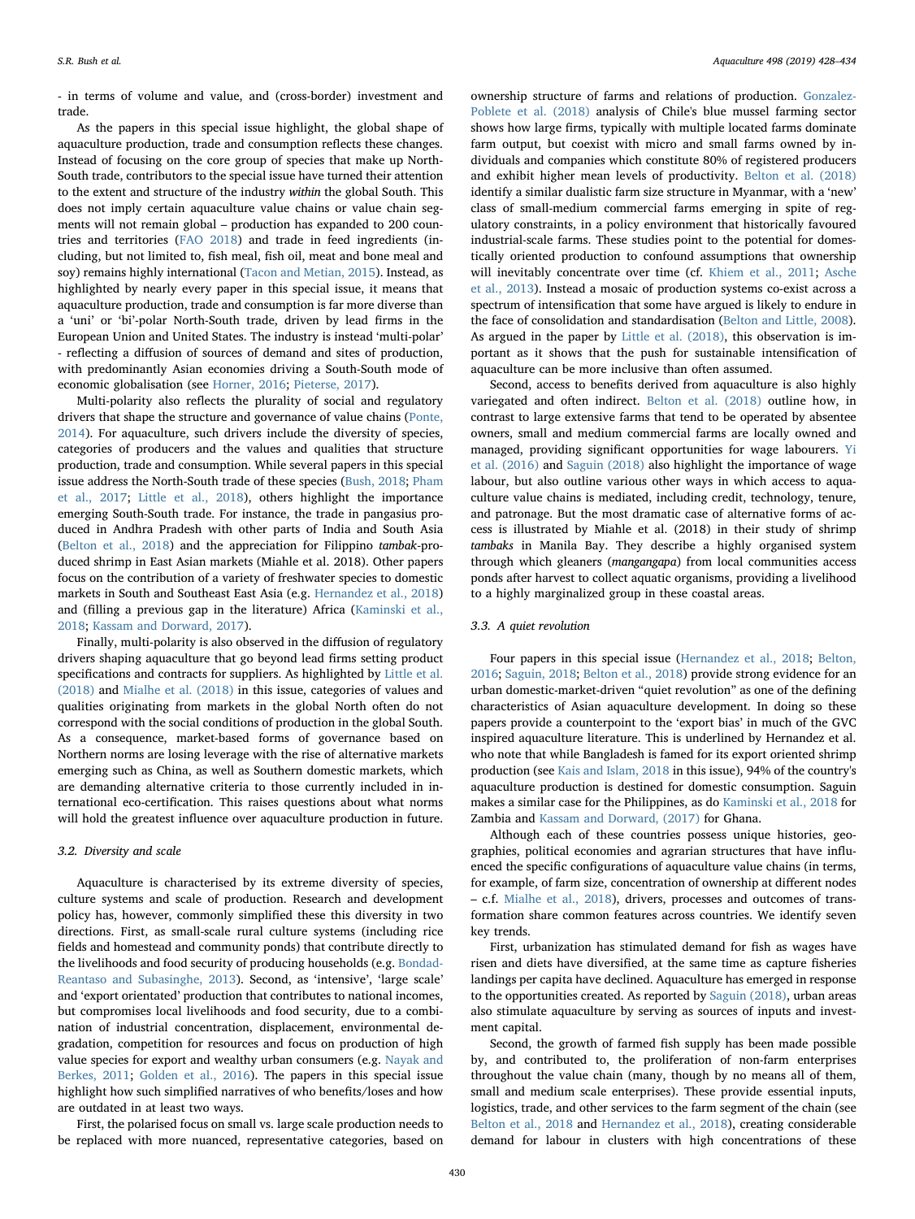- in terms of volume and value, and (cross-border) investment and trade.

As the papers in this special issue highlight, the global shape of aquaculture production, trade and consumption reflects these changes. Instead of focusing on the core group of species that make up North-South trade, contributors to the special issue have turned their attention to the extent and structure of the industry *within* the global South. This does not imply certain aquaculture value chains or value chain segments will not remain global – production has expanded to 200 countries and territories (FAO 2018) and trade in feed ingredients (including, but not limited to, fish meal, fish oil, meat and bone meal and soy) remains highly international (Tacon and Metian, 2015). Instead, as highlighted by nearly every paper in this special issue, it means that aquaculture production, trade and consumption is far more diverse than a 'uni' or 'bi'-polar North-South trade, driven by lead firms in the European Union and United States. The industry is instead 'multi-polar' - reflecting a diffusion of sources of demand and sites of production, with predominantly Asian economies driving a South-South mode of economic globalisation (see Horner, 2016; Pieterse, 2017).

Multi-polarity also reflects the plurality of social and regulatory drivers that shape the structure and governance of value chains (Ponte, 2014). For aquaculture, such drivers include the diversity of species, categories of producers and the values and qualities that structure production, trade and consumption. While several papers in this special issue address the North-South trade of these species (Bush, 2018; Pham et al., 2017; Little et al., 2018), others highlight the importance emerging South-South trade. For instance, the trade in pangasius produced in Andhra Pradesh with other parts of India and South Asia (Belton et al., 2018) and the appreciation for Filippino *tambak*-produced shrimp in East Asian markets (Miahle et al. 2018). Other papers focus on the contribution of a variety of freshwater species to domestic markets in South and Southeast Asia (e.g. Hernandez et al., 2018) and (filling a previous gap in the literature) Africa (Kaminski et al., 2018; Kassam and Dorward, 2017).

Finally, multi-polarity is also observed in the diffusion of regulatory drivers shaping aquaculture that go beyond lead firms setting product specifications and contracts for suppliers. As highlighted by Little et al. (2018) and Mialhe et al. (2018) in this issue, categories of values and qualities originating from markets in the global North often do not correspond with the social conditions of production in the global South. As a consequence, market-based forms of governance based on Northern norms are losing leverage with the rise of alternative markets emerging such as China, as well as Southern domestic markets, which are demanding alternative criteria to those currently included in international eco-certification. This raises questions about what norms will hold the greatest influence over aquaculture production in future.

### 3.2. Diversity and scale

Aquaculture is characterised by its extreme diversity of species, culture systems and scale of production. Research and development policy has, however, commonly simplified these this diversity in two directions. First, as small-scale rural culture systems (including rice fields and homestead and community ponds) that contribute directly to the livelihoods and food security of producing households (e.g. Bondad-Reantaso and Subasinghe, 2013). Second, as 'intensive', 'large scale' and 'export orientated' production that contributes to national incomes, but compromises local livelihoods and food security, due to a combination of industrial concentration, displacement, environmental degradation, competition for resources and focus on production of high value species for export and wealthy urban consumers (e.g. Nayak and Berkes, 2011; Golden et al., 2016). The papers in this special issue highlight how such simplified narratives of who benefits/loses and how are outdated in at least two ways.

First, the polarised focus on small vs. large scale production needs to be replaced with more nuanced, representative categories, based on ownership structure of farms and relations of production. Gonzalez-Poblete et al. (2018) analysis of Chile's blue mussel farming sector shows how large firms, typically with multiple located farms dominate farm output, but coexist with micro and small farms owned by individuals and companies which constitute 80% of registered producers and exhibit higher mean levels of productivity. Belton et al. (2018) identify a similar dualistic farm size structure in Myanmar, with a 'new' class of small-medium commercial farms emerging in spite of regulatory constraints, in a policy environment that historically favoured industrial-scale farms. These studies point to the potential for domestically oriented production to confound assumptions that ownership will inevitably concentrate over time (cf. Khiem et al., 2011; Asche et al., 2013). Instead a mosaic of production systems co-exist across a spectrum of intensification that some have argued is likely to endure in the face of consolidation and standardisation (Belton and Little, 2008). As argued in the paper by Little et al. (2018), this observation is important as it shows that the push for sustainable intensification of aquaculture can be more inclusive than often assumed.

Second, access to benefits derived from aquaculture is also highly variegated and often indirect. Belton et al. (2018) outline how, in contrast to large extensive farms that tend to be operated by absentee owners, small and medium commercial farms are locally owned and managed, providing significant opportunities for wage labourers. Yi et al. (2016) and Saguin (2018) also highlight the importance of wage labour, but also outline various other ways in which access to aquaculture value chains is mediated, including credit, technology, tenure, and patronage. But the most dramatic case of alternative forms of access is illustrated by Miahle et al. (2018) in their study of shrimp *tambaks* in Manila Bay. They describe a highly organised system through which gleaners (*mangangapa*) from local communities access ponds after harvest to collect aquatic organisms, providing a livelihood to a highly marginalized group in these coastal areas.

### 3.3. A quiet revolution

Four papers in this special issue (Hernandez et al., 2018; Belton, 2016; Saguin, 2018; Belton et al., 2018) provide strong evidence for an urban domestic-market-driven "quiet revolution" as one of the defining characteristics of Asian aquaculture development. In doing so these papers provide a counterpoint to the 'export bias' in much of the GVC inspired aquaculture literature. This is underlined by Hernandez et al. who note that while Bangladesh is famed for its export oriented shrimp production (see Kais and Islam, 2018 in this issue), 94% of the country's aquaculture production is destined for domestic consumption. Saguin makes a similar case for the Philippines, as do Kaminski et al., 2018 for Zambia and Kassam and Dorward, (2017) for Ghana.

Although each of these countries possess unique histories, geographies, political economies and agrarian structures that have influenced the specific configurations of aquaculture value chains (in terms, for example, of farm size, concentration of ownership at different nodes – c.f. Mialhe et al., 2018), drivers, processes and outcomes of transformation share common features across countries. We identify seven key trends.

First, urbanization has stimulated demand for fish as wages have risen and diets have diversified, at the same time as capture fisheries landings per capita have declined. Aquaculture has emerged in response to the opportunities created. As reported by Saguin (2018), urban areas also stimulate aquaculture by serving as sources of inputs and investment capital.

Second, the growth of farmed fish supply has been made possible by, and contributed to, the proliferation of non-farm enterprises throughout the value chain (many, though by no means all of them, small and medium scale enterprises). These provide essential inputs, logistics, trade, and other services to the farm segment of the chain (see Belton et al., 2018 and Hernandez et al., 2018), creating considerable demand for labour in clusters with high concentrations of these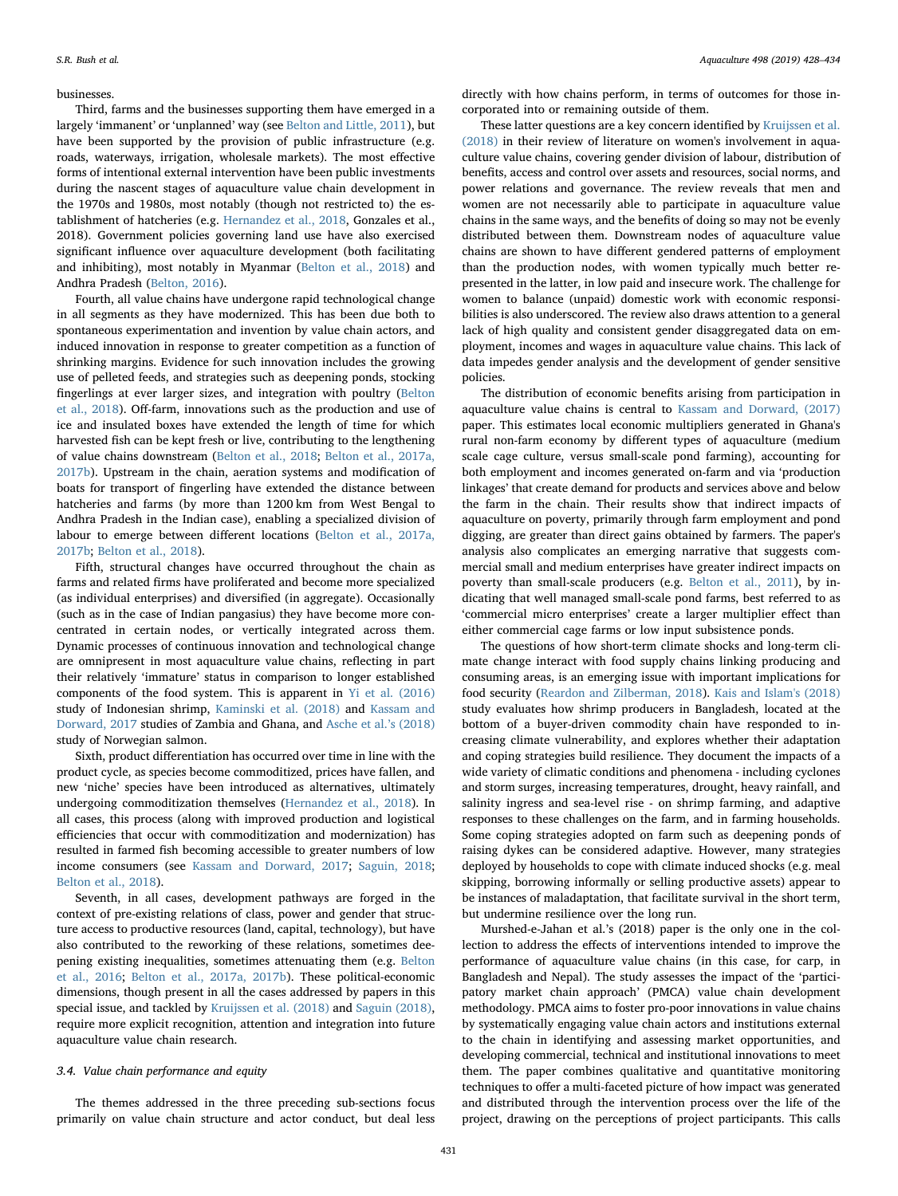businesses.

Third, farms and the businesses supporting them have emerged in a largely 'immanent' or 'unplanned' way (see Belton and Little, 2011), but have been supported by the provision of public infrastructure (e.g. roads, waterways, irrigation, wholesale markets). The most effective forms of intentional external intervention have been public investments during the nascent stages of aquaculture value chain development in the 1970s and 1980s, most notably (though not restricted to) the establishment of hatcheries (e.g. Hernandez et al., 2018, Gonzales et al., 2018). Government policies governing land use have also exercised significant influence over aquaculture development (both facilitating and inhibiting), most notably in Myanmar (Belton et al., 2018) and Andhra Pradesh (Belton, 2016).

Fourth, all value chains have undergone rapid technological change in all segments as they have modernized. This has been due both to spontaneous experimentation and invention by value chain actors, and induced innovation in response to greater competition as a function of shrinking margins. Evidence for such innovation includes the growing use of pelleted feeds, and strategies such as deepening ponds, stocking fingerlings at ever larger sizes, and integration with poultry (Belton et al., 2018). Off-farm, innovations such as the production and use of ice and insulated boxes have extended the length of time for which harvested fish can be kept fresh or live, contributing to the lengthening of value chains downstream (Belton et al., 2018; Belton et al., 2017a, 2017b). Upstream in the chain, aeration systems and modification of boats for transport of fingerling have extended the distance between hatcheries and farms (by more than 1200 km from West Bengal to Andhra Pradesh in the Indian case), enabling a specialized division of labour to emerge between different locations (Belton et al., 2017a, 2017b; Belton et al., 2018).

Fifth, structural changes have occurred throughout the chain as farms and related firms have proliferated and become more specialized (as individual enterprises) and diversified (in aggregate). Occasionally (such as in the case of Indian pangasius) they have become more concentrated in certain nodes, or vertically integrated across them. Dynamic processes of continuous innovation and technological change are omnipresent in most aquaculture value chains, reflecting in part their relatively 'immature' status in comparison to longer established components of the food system. This is apparent in Yi et al. (2016) study of Indonesian shrimp, Kaminski et al. (2018) and Kassam and Dorward, 2017 studies of Zambia and Ghana, and Asche et al.'s (2018) study of Norwegian salmon.

Sixth, product differentiation has occurred over time in line with the product cycle, as species become commoditized, prices have fallen, and new 'niche' species have been introduced as alternatives, ultimately undergoing commoditization themselves (Hernandez et al., 2018). In all cases, this process (along with improved production and logistical efficiencies that occur with commoditization and modernization) has resulted in farmed fish becoming accessible to greater numbers of low income consumers (see Kassam and Dorward, 2017; Saguin, 2018; Belton et al., 2018).

Seventh, in all cases, development pathways are forged in the context of pre-existing relations of class, power and gender that structure access to productive resources (land, capital, technology), but have also contributed to the reworking of these relations, sometimes deepening existing inequalities, sometimes attenuating them (e.g. Belton et al., 2016; Belton et al., 2017a, 2017b). These political-economic dimensions, though present in all the cases addressed by papers in this special issue, and tackled by Kruijssen et al. (2018) and Saguin (2018), require more explicit recognition, attention and integration into future aquaculture value chain research.

### 3.4. Value chain performance and equity

The themes addressed in the three preceding sub-sections focus primarily on value chain structure and actor conduct, but deal less directly with how chains perform, in terms of outcomes for those incorporated into or remaining outside of them.

These latter questions are a key concern identified by Kruijssen et al. (2018) in their review of literature on women's involvement in aquaculture value chains, covering gender division of labour, distribution of benefits, access and control over assets and resources, social norms, and power relations and governance. The review reveals that men and women are not necessarily able to participate in aquaculture value chains in the same ways, and the benefits of doing so may not be evenly distributed between them. Downstream nodes of aquaculture value chains are shown to have different gendered patterns of employment than the production nodes, with women typically much better represented in the latter, in low paid and insecure work. The challenge for women to balance (unpaid) domestic work with economic responsibilities is also underscored. The review also draws attention to a general lack of high quality and consistent gender disaggregated data on employment, incomes and wages in aquaculture value chains. This lack of data impedes gender analysis and the development of gender sensitive policies.

The distribution of economic benefits arising from participation in aquaculture value chains is central to Kassam and Dorward, (2017) paper. This estimates local economic multipliers generated in Ghana's rural non-farm economy by different types of aquaculture (medium scale cage culture, versus small-scale pond farming), accounting for both employment and incomes generated on-farm and via 'production linkages' that create demand for products and services above and below the farm in the chain. Their results show that indirect impacts of aquaculture on poverty, primarily through farm employment and pond digging, are greater than direct gains obtained by farmers. The paper's analysis also complicates an emerging narrative that suggests commercial small and medium enterprises have greater indirect impacts on poverty than small-scale producers (e.g. Belton et al., 2011), by indicating that well managed small-scale pond farms, best referred to as 'commercial micro enterprises' create a larger multiplier effect than either commercial cage farms or low input subsistence ponds.

The questions of how short-term climate shocks and long-term climate change interact with food supply chains linking producing and consuming areas, is an emerging issue with important implications for food security (Reardon and Zilberman, 2018). Kais and Islam's (2018) study evaluates how shrimp producers in Bangladesh, located at the bottom of a buyer-driven commodity chain have responded to increasing climate vulnerability, and explores whether their adaptation and coping strategies build resilience. They document the impacts of a wide variety of climatic conditions and phenomena - including cyclones and storm surges, increasing temperatures, drought, heavy rainfall, and salinity ingress and sea-level rise - on shrimp farming, and adaptive responses to these challenges on the farm, and in farming households. Some coping strategies adopted on farm such as deepening ponds of raising dykes can be considered adaptive. However, many strategies deployed by households to cope with climate induced shocks (e.g. meal skipping, borrowing informally or selling productive assets) appear to be instances of maladaptation, that facilitate survival in the short term, but undermine resilience over the long run.

Murshed-e-Jahan et al.'s (2018) paper is the only one in the collection to address the effects of interventions intended to improve the performance of aquaculture value chains (in this case, for carp, in Bangladesh and Nepal). The study assesses the impact of the 'participatory market chain approach' (PMCA) value chain development methodology. PMCA aims to foster pro-poor innovations in value chains by systematically engaging value chain actors and institutions external to the chain in identifying and assessing market opportunities, and developing commercial, technical and institutional innovations to meet them. The paper combines qualitative and quantitative monitoring techniques to offer a multi-faceted picture of how impact was generated and distributed through the intervention process over the life of the project, drawing on the perceptions of project participants. This calls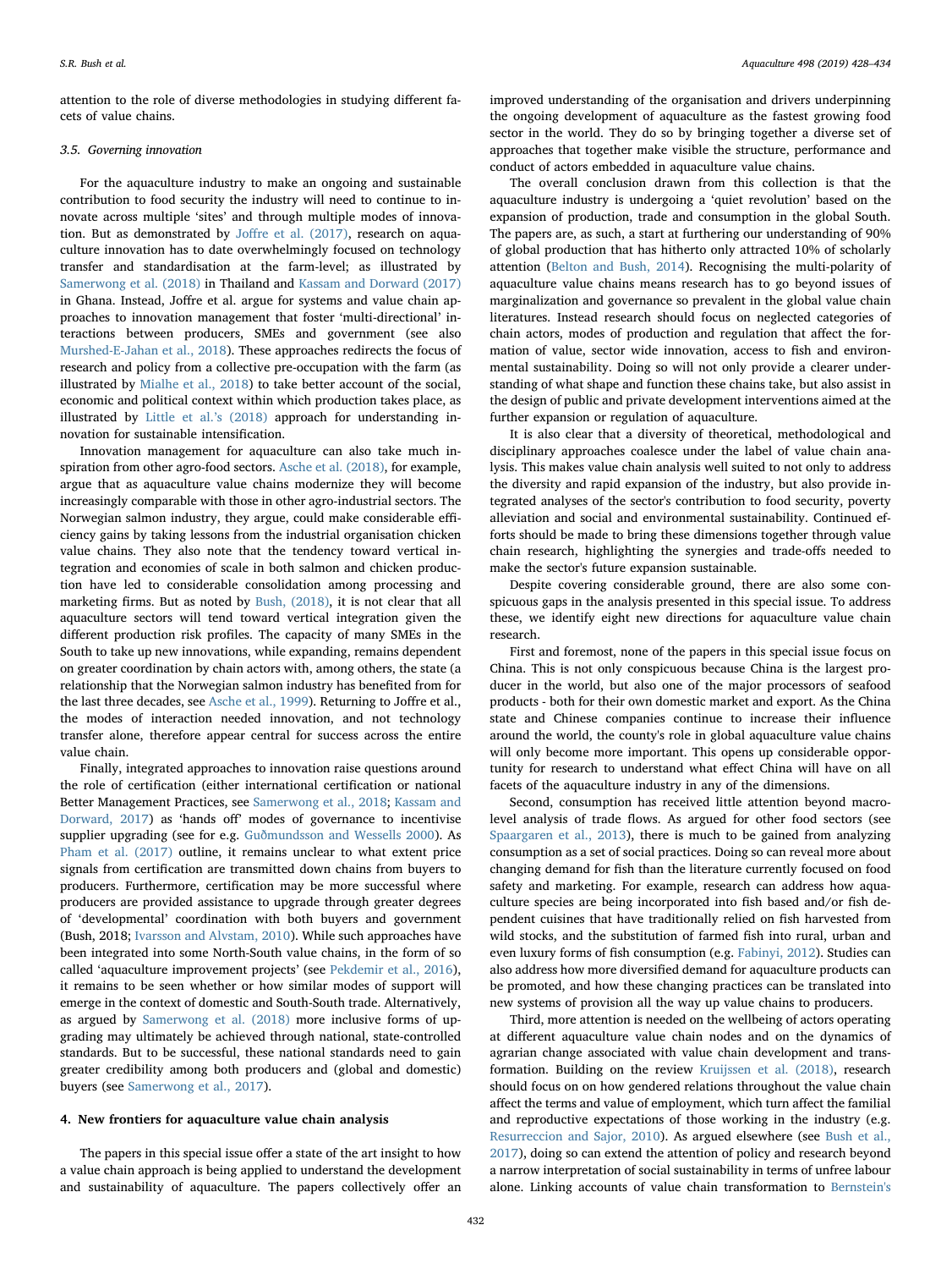attention to the role of diverse methodologies in studying different facets of value chains.

### 3.5. Governing innovation

For the aquaculture industry to make an ongoing and sustainable contribution to food security the industry will need to continue to innovate across multiple 'sites' and through multiple modes of innovation. But as demonstrated by Joffre et al. (2017), research on aquaculture innovation has to date overwhelmingly focused on technology transfer and standardisation at the farm-level; as illustrated by Samerwong et al. (2018) in Thailand and Kassam and Dorward (2017) in Ghana. Instead, Joffre et al. argue for systems and value chain approaches to innovation management that foster 'multi-directional' interactions between producers, SMEs and government (see also Murshed-E-Jahan et al., 2018). These approaches redirects the focus of research and policy from a collective pre-occupation with the farm (as illustrated by Mialhe et al., 2018) to take better account of the social, economic and political context within which production takes place, as illustrated by Little et al.'s (2018) approach for understanding innovation for sustainable intensification.

Innovation management for aquaculture can also take much inspiration from other agro-food sectors. Asche et al. (2018), for example, argue that as aquaculture value chains modernize they will become increasingly comparable with those in other agro-industrial sectors. The Norwegian salmon industry, they argue, could make considerable efficiency gains by taking lessons from the industrial organisation chicken value chains. They also note that the tendency toward vertical integration and economies of scale in both salmon and chicken production have led to considerable consolidation among processing and marketing firms. But as noted by Bush, (2018), it is not clear that all aquaculture sectors will tend toward vertical integration given the different production risk profiles. The capacity of many SMEs in the South to take up new innovations, while expanding, remains dependent on greater coordination by chain actors with, among others, the state (a relationship that the Norwegian salmon industry has benefited from for the last three decades, see Asche et al., 1999). Returning to Joffre et al., the modes of interaction needed innovation, and not technology transfer alone, therefore appear central for success across the entire value chain.

Finally, integrated approaches to innovation raise questions around the role of certification (either international certification or national Better Management Practices, see Samerwong et al., 2018; Kassam and Dorward, 2017) as 'hands off' modes of governance to incentivise supplier upgrading (see for e.g. Guðmundsson and Wessells 2000). As Pham et al. (2017) outline, it remains unclear to what extent price signals from certification are transmitted down chains from buyers to producers. Furthermore, certification may be more successful where producers are provided assistance to upgrade through greater degrees of 'developmental' coordination with both buyers and government (Bush, 2018; Ivarsson and Alvstam, 2010). While such approaches have been integrated into some North-South value chains, in the form of so called 'aquaculture improvement projects' (see Pekdemir et al., 2016), it remains to be seen whether or how similar modes of support will emerge in the context of domestic and South-South trade. Alternatively, as argued by Samerwong et al. (2018) more inclusive forms of upgrading may ultimately be achieved through national, state-controlled standards. But to be successful, these national standards need to gain greater credibility among both producers and (global and domestic) buyers (see Samerwong et al., 2017).

## 4. New frontiers for aquaculture value chain analysis

The papers in this special issue offer a state of the art insight to how a value chain approach is being applied to understand the development and sustainability of aquaculture. The papers collectively offer an improved understanding of the organisation and drivers underpinning the ongoing development of aquaculture as the fastest growing food sector in the world. They do so by bringing together a diverse set of approaches that together make visible the structure, performance and conduct of actors embedded in aquaculture value chains.

The overall conclusion drawn from this collection is that the aquaculture industry is undergoing a 'quiet revolution' based on the expansion of production, trade and consumption in the global South. The papers are, as such, a start at furthering our understanding of 90% of global production that has hitherto only attracted 10% of scholarly attention (Belton and Bush, 2014). Recognising the multi-polarity of aquaculture value chains means research has to go beyond issues of marginalization and governance so prevalent in the global value chain literatures. Instead research should focus on neglected categories of chain actors, modes of production and regulation that affect the formation of value, sector wide innovation, access to fish and environmental sustainability. Doing so will not only provide a clearer understanding of what shape and function these chains take, but also assist in the design of public and private development interventions aimed at the further expansion or regulation of aquaculture.

It is also clear that a diversity of theoretical, methodological and disciplinary approaches coalesce under the label of value chain analysis. This makes value chain analysis well suited to not only to address the diversity and rapid expansion of the industry, but also provide integrated analyses of the sector's contribution to food security, poverty alleviation and social and environmental sustainability. Continued efforts should be made to bring these dimensions together through value chain research, highlighting the synergies and trade-offs needed to make the sector's future expansion sustainable.

Despite covering considerable ground, there are also some conspicuous gaps in the analysis presented in this special issue. To address these, we identify eight new directions for aquaculture value chain research.

First and foremost, none of the papers in this special issue focus on China. This is not only conspicuous because China is the largest producer in the world, but also one of the major processors of seafood products - both for their own domestic market and export. As the China state and Chinese companies continue to increase their influence around the world, the county's role in global aquaculture value chains will only become more important. This opens up considerable opportunity for research to understand what effect China will have on all facets of the aquaculture industry in any of the dimensions.

Second, consumption has received little attention beyond macro-level analysis of trade flows. As argued for other food sectors (see Spaargaren et al., 2013), there is much to be gained from analyzing consumption as a set of social practices. Doing so can reveal more about changing demand for fish than the literature currently focused on food safety and marketing. For example, research can address how aquaculture species are being incorporated into fish based and/or fish dependent cuisines that have traditionally relied on fish harvested from wild stocks, and the substitution of farmed fish into rural, urban and even luxury forms of fish consumption (e.g. Fabinyi, 2012). Studies can also address how more diversified demand for aquaculture products can be promoted, and how these changing practices can be translated into new systems of provision all the way up value chains to producers.

Third, more attention is needed on the wellbeing of actors operating at different aquaculture value chain nodes and on the dynamics of agrarian change associated with value chain development and transformation. Building on the review Kruijssen et al. (2018), research should focus on on how gendered relations throughout the value chain affect the terms and value of employment, which turn affect the familial and reproductive expectations of those working in the industry (e.g. Resurreccion and Sajor, 2010). As argued elsewhere (see Bush et al., 2017), doing so can extend the attention of policy and research beyond a narrow interpretation of social sustainability in terms of unfree labour alone. Linking accounts of value chain transformation to Bernstein's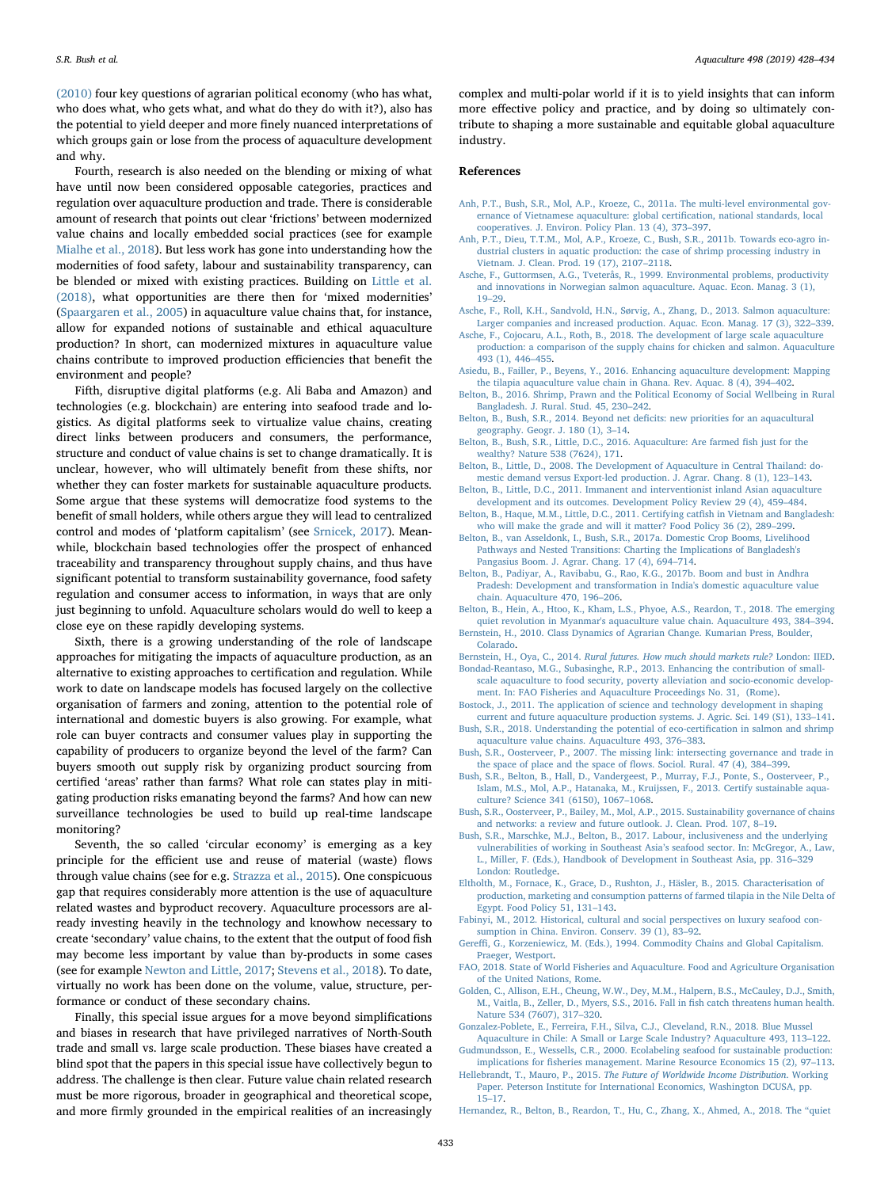(2010) four key questions of agrarian political economy (who has what, who does what, who gets what, and what do they do with it?), also has the potential to yield deeper and more finely nuanced interpretations of which groups gain or lose from the process of aquaculture development and why.

Fourth, research is also needed on the blending or mixing of what have until now been considered opposable categories, practices and regulation over aquaculture production and trade. There is considerable amount of research that points out clear 'frictions' between modernized value chains and locally embedded social practices (see for example Mialhe et al., 2018). But less work has gone into understanding how the modernities of food safety, labour and sustainability transparency, can be blended or mixed with existing practices. Building on Little et al. (2018), what opportunities are there then for 'mixed modernities' (Spaargaren et al., 2005) in aquaculture value chains that, for instance, allow for expanded notions of sustainable and ethical aquaculture production? In short, can modernized mixtures in aquaculture value chains contribute to improved production efficiencies that benefit the environment and people?

Fifth, disruptive digital platforms (e.g. Ali Baba and Amazon) and technologies (e.g. blockchain) are entering into seafood trade and logistics. As digital platforms seek to virtualize value chains, creating direct links between producers and consumers, the performance, structure and conduct of value chains is set to change dramatically. It is unclear, however, who will ultimately benefit from these shifts, nor whether they can foster markets for sustainable aquaculture products. Some argue that these systems will democratize food systems to the benefit of small holders, while others argue they will lead to centralized control and modes of 'platform capitalism' (see Srnicek, 2017). Meanwhile, blockchain based technologies offer the prospect of enhanced traceability and transparency throughout supply chains, and thus have significant potential to transform sustainability governance, food safety regulation and consumer access to information, in ways that are only just beginning to unfold. Aquaculture scholars would do well to keep a close eye on these rapidly developing systems.

Sixth, there is a growing understanding of the role of landscape approaches for mitigating the impacts of aquaculture production, as an alternative to existing approaches to certification and regulation. While work to date on landscape models has focused largely on the collective organisation of farmers and zoning, attention to the potential role of international and domestic buyers is also growing. For example, what role can buyer contracts and consumer values play in supporting the capability of producers to organize beyond the level of the farm? Can buyers smooth out supply risk by organizing product sourcing from certified 'areas' rather than farms? What role can states play in mitigating production risks emanating beyond the farms? And how can new surveillance technologies be used to build up real-time landscape monitoring?

Seventh, the so called 'circular economy' is emerging as a key principle for the efficient use and reuse of material (waste) flows through value chains (see for e.g. Strazza et al., 2015). One conspicuous gap that requires considerably more attention is the use of aquaculture related wastes and byproduct recovery. Aquaculture processors are already investing heavily in the technology and knowhow necessary to create 'secondary' value chains, to the extent that the output of food fish may become less important by value than by-products in some cases (see for example Newton and Little, 2017; Stevens et al., 2018). To date, virtually no work has been done on the volume, value, structure, performance or conduct of these secondary chains.

Finally, this special issue argues for a move beyond simplifications and biases in research that have privileged narratives of North-South trade and small vs. large scale production. These biases have created a blind spot that the papers in this special issue have collectively begun to address. The challenge is then clear. Future value chain related research must be more rigorous, broader in geographical and theoretical scope, and more firmly grounded in the empirical realities of an increasingly complex and multi-polar world if it is to yield insights that can inform more effective policy and practice, and by doing so ultimately contribute to shaping a more sustainable and equitable global aquaculture industry.

## References

Anh, P.T., Bush, S.R., Mol, A.P., Kroeze, C., 2011a. The multi-level environmental governance of Vietnamese aquaculture: global certification, national standards, local cooperatives. J. Environ. Policy Plan. 13 (4), 373–397.

Anh, P.T., Dieu, T.T.M., Mol, A.P., Kroeze, C., Bush, S.R., 2011b. Towards eco-agro industrial clusters in aquatic production: the case of shrimp processing industry in Vietnam. J. Clean. Prod. 19 (17), 2107–2118.

Asche, F., Guttormsen, A.G., Tveterås, R., 1999. Environmental problems, productivity and innovations in Norwegian salmon aquaculture. Aquac. Econ. Manag. 3 (1), 19–29.

Asche, F., Roll, K.H., Sandvold, H.N., Sørvig, A., Zhang, D., 2013. Salmon aquaculture: Larger companies and increased production. Aquac. Econ. Manag. 17 (3), 322–339.

Asche, F., Cojocaru, A.L., Roth, B., 2018. The development of large scale aquaculture production: a comparison of the supply chains for chicken and salmon. Aquaculture 493 (1), 446–455.

Asiedu, B., Failler, P., Beyens, Y., 2016. Enhancing aquaculture development: Mapping the tilapia aquaculture value chain in Ghana. Rev. Aquac. 8 (4), 394–402.

Belton, B., 2016. Shrimp, Prawn and the Political Economy of Social Wellbeing in Rural Bangladesh. J. Rural. Stud. 45, 230–242.

Belton, B., Bush, S.R., 2014. Beyond net deficits: new priorities for an aquacultural geography. Geogr. J. 180 (1), 3–14.

Belton, B., Bush, S.R., Little, D.C., 2016. Aquaculture: Are farmed fish just for the wealthy? Nature 538 (7624), 171.

Belton, B., Little, D., 2008. The Development of Aquaculture in Central Thailand: domestic demand versus Export-led production. J. Agrar. Chang. 8 (1), 123–143.

Belton, B., Little, D.C., 2011. Immanent and interventionist inland Asian aquaculture development and its outcomes. Development Policy Review 29 (4), 459–484.

Belton, B., Haque, M.M., Little, D.C., 2011. Certifying catfish in Vietnam and Bangladesh: who will make the grade and will it matter? Food Policy 36 (2), 289–299.

Belton, B., van Asseldonk, I., Bush, S.R., 2017a. Domestic Crop Booms, Livelihood Pathways and Nested Transitions: Charting the Implications of Bangladesh's Pangasius Boom. J. Agrar. Chang. 17 (4), 694–714.

Belton, B., Padiyar, A., Ravibabu, G., Rao, K.G., 2017b. Boom and bust in Andhra Pradesh: Development and transformation in India's domestic aquaculture value chain. Aquaculture 470, 196–206.

Belton, B., Hein, A., Htoo, K., Kham, L.S., Phyoe, A.S., Reardon, T., 2018. The emerging quiet revolution in Myanmar's aquaculture value chain. Aquaculture 493, 384–394.

Bernstein, H., 2010. Class Dynamics of Agrarian Change. Kumarian Press, Boulder, Colorado.

Bernstein, H., Oya, C., 2014. *Rural futures. How much should markets rule?* London: IIED.

Bondad-Reantaso, M.G., Subasinghe, R.P., 2013. Enhancing the contribution of small-scale aquaculture to food security, poverty alleviation and socio-economic development. In: FAO Fisheries and Aquaculture Proceedings No. 31, (Rome).

Bostock, J., 2011. The application of science and technology development in shaping current and future aquaculture production systems. J. Agric. Sci. 149 (S1), 133–141.

Bush, S.R., 2018. Understanding the potential of eco-certification in salmon and shrimp aquaculture value chains. Aquaculture 493, 376–383.

Bush, S.R., Oosterveer, P., 2007. The missing link: intersecting governance and trade in the space of place and the space of flows. Sociol. Rural. 47 (4), 384–399.

Bush, S.R., Belton, B., Hall, D., Vandergeest, P., Murray, F.J., Ponte, S., Oosterveer, P., Islam, M.S., Mol, A.P., Hatanaka, M., Kruijssen, F., 2013. Certify sustainable aquaculture? Science 341 (6150), 1067–1068.

Bush, S.R., Oosterveer, P., Bailey, M., Mol, A.P., 2015. Sustainability governance of chains and networks: a review and future outlook. J. Clean. Prod. 107, 8–19.

Bush, S.R., Marschke, M.J., Belton, B., 2017. Labour, inclusiveness and the underlying vulnerabilities of working in Southeast Asia's seafood sector. In: McGregor, A., Law, L., Miller, F. (Eds.), Handbook of Development in Southeast Asia, pp. 316–329 London: Routledge.

Eltholth, M., Fornace, K., Grace, D., Rushton, J., Häsler, B., 2015. Characterisation of production, marketing and consumption patterns of farmed tilapia in the Nile Delta of Egypt. Food Policy 51, 131–143.

Fabinyi, M., 2012. Historical, cultural and social perspectives on luxury seafood consumption in China. Environ. Conserv. 39 (1), 83–92.

Gereffi, G., Korzeniewicz, M. (Eds.), 1994. Commodity Chains and Global Capitalism. Praeger, Westport.

FAO, 2018. State of World Fisheries and Aquaculture. Food and Agriculture Organisation of the United Nations, Rome.

Golden, C., Allison, E.H., Cheung, W.W., Dey, M.M., Halpern, B.S., McCauley, D.J., Smith, M., Vaitla, B., Zeller, D., Myers, S.S., 2016. Fall in fish catch threatens human health. Nature 534 (7607), 317–320.

Gonzalez-Poblete, E., Ferreira, F.H., Silva, C.J., Cleveland, R.N., 2018. Blue Mussel Aquaculture in Chile: A Small or Large Scale Industry? Aquaculture 493, 113–122.

Gudmundsson, E., Wessells, C.R., 2000. Ecolabeling seafood for sustainable production: implications for fisheries management. Marine Resource Economics 15 (2), 97–113.

Hellebrandt, T., Mauro, P., 2015. *The Future of Worldwide Income Distribution*. Working Paper. Peterson Institute for International Economics, Washington DCUSA, pp. 15–17.

Hernandez, R., Belton, B., Reardon, T., Hu, C., Zhang, X., Ahmed, A., 2018. The "quiet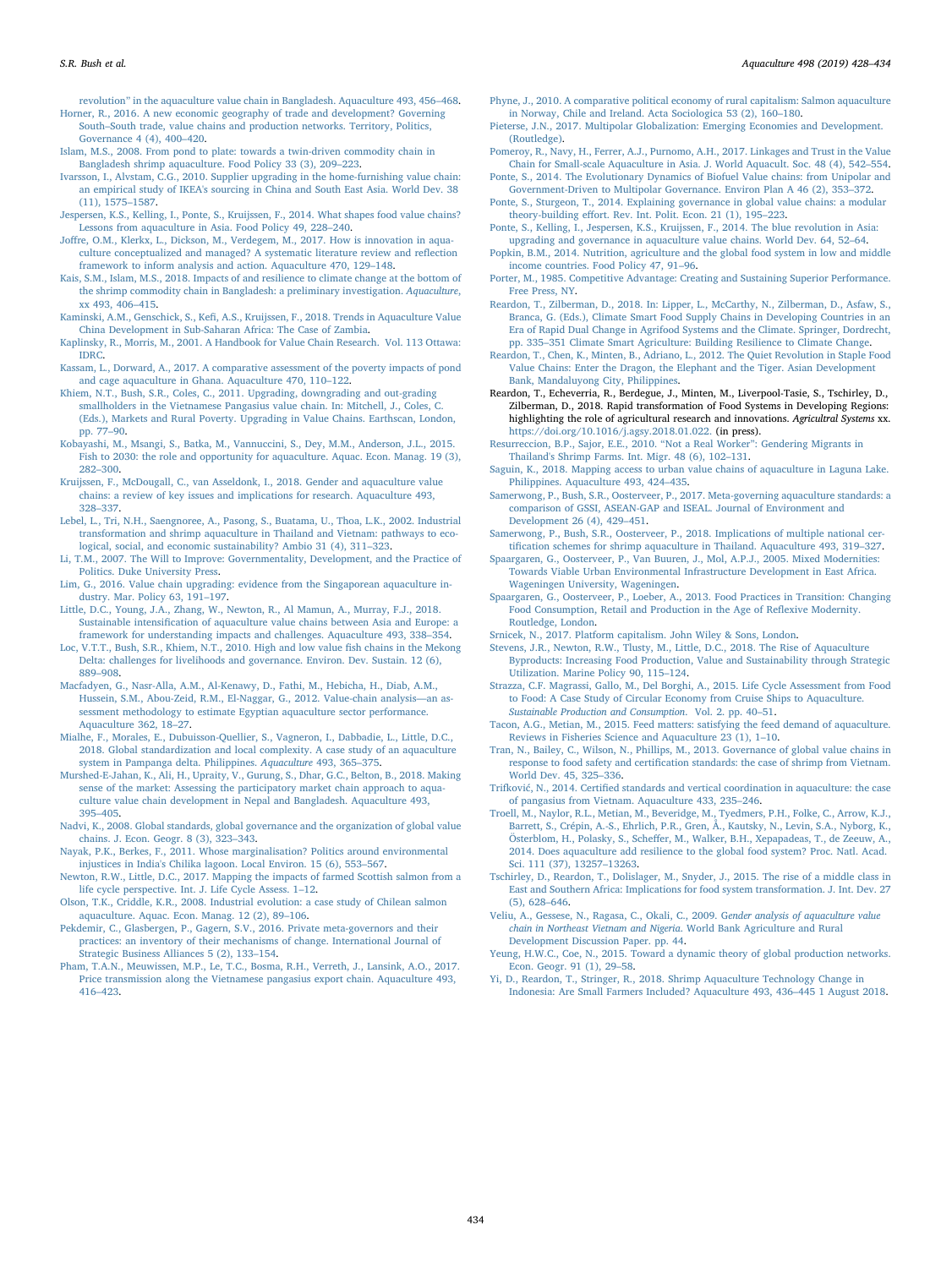revolution" in the aquaculture value chain in Bangladesh. Aquaculture 493, 456–468.

Horner, R., 2016. A new economic geography of trade and development? Governing South–South trade, value chains and production networks. Territory, Politics, Governance 4 (4), 400–420.

Islam, M.S., 2008. From pond to plate: towards a twin-driven commodity chain in Bangladesh shrimp aquaculture. Food Policy 33 (3), 209–223.

Ivarsson, I., Alvstam, C.G., 2010. Supplier upgrading in the home-furnishing value chain: an empirical study of IKEA's sourcing in China and South East Asia. World Dev. 38 (11), 1575–1587.

Jespersen, K.S., Kelling, I., Ponte, S., Kruijssen, F., 2014. What shapes food value chains? Lessons from aquaculture in Asia. Food Policy 49, 228–240.

Joffre, O.M., Klerkx, L., Dickson, M., Verdegem, M., 2017. How is innovation in aquaculture conceptualized and managed? A systematic literature review and reflection framework to inform analysis and action. Aquaculture 470, 129–148.

Kais, S.M., Islam, M.S., 2018. Impacts of and resilience to climate change at the bottom of the shrimp commodity chain in Bangladesh: a preliminary investigation. *Aquaculture*, xx 493, 406–415.

Kaminski, A.M., Genschick, S., Kefi, A.S., Kruijssen, F., 2018. Trends in Aquaculture Value China Development in Sub-Saharan Africa: The Case of Zambia.

Kaplinsky, R., Morris, M., 2001. A Handbook for Value Chain Research. Vol. 113 Ottawa: IDRC.

Kassam, L., Dorward, A., 2017. A comparative assessment of the poverty impacts of pond and cage aquaculture in Ghana. Aquaculture 470, 110–122.

Khiem, N.T., Bush, S.R., Coles, C., 2011. Upgrading, downgrading and out-grading smallholders in the Vietnamese Pangasius value chain. In: Mitchell, J., Coles, C. (Eds.), Markets and Rural Poverty. Upgrading in Value Chains. Earthscan, London, pp. 77–90.

Kobayashi, M., Msangi, S., Batka, M., Vannuccini, S., Dey, M.M., Anderson, J.L., 2015. Fish to 2030: the role and opportunity for aquaculture. Aquac. Econ. Manag. 19 (3), 282–300.

Kruijssen, F., McDougall, C., van Asseldonk, I., 2018. Gender and aquaculture value chains: a review of key issues and implications for research. Aquaculture 493, 328–337.

Lebel, L., Tri, N.H., Saengnoree, A., Pasong, S., Buatama, U., Thoa, L.K., 2002. Industrial transformation and shrimp aquaculture in Thailand and Vietnam: pathways to ecological, social, and economic sustainability? Ambio 31 (4), 311–323.

Li, T.M., 2007. The Will to Improve: Governmentality, Development, and the Practice of Politics. Duke University Press.

Lim, G., 2016. Value chain upgrading: evidence from the Singaporean aquaculture industry. Mar. Policy 63, 191–197.

Little, D.C., Young, J.A., Zhang, W., Newton, R., Al Mamun, A., Murray, F.J., 2018. Sustainable intensification of aquaculture value chains between Asia and Europe: a framework for understanding impacts and challenges. Aquaculture 493, 338–354.

Loc, V.T.T., Bush, S.R., Khiem, N.T., 2010. High and low value fish chains in the Mekong Delta: challenges for livelihoods and governance. Environ. Dev. Sustain. 12 (6), 889–908.

Macfadyen, G., Nasr-Alla, A.M., Al-Kenawy, D., Fathi, M., Hebicha, H., Diab, A.M., Hussein, S.M., Abou-Zeid, R.M., El-Naggar, G., 2012. Value-chain analysis—an assessment methodology to estimate Egyptian aquaculture sector performance. Aquaculture 362, 18–27.

Mialhe, F., Morales, E., Dubuisson-Quellier, S., Vagneron, I., Dabbadie, L., Little, D.C., 2018. Global standardization and local complexity. A case study of an aquaculture system in Pampanga delta. Philippines. *Aquaculture* 493, 365–375.

Murshed-E-Jahan, K., Ali, H., Upraity, V., Gurung, S., Dhar, G.C., Belton, B., 2018. Making sense of the market: Assessing the participatory market chain approach to aquaculture value chain development in Nepal and Bangladesh. Aquaculture 493, 395–405.

Nadvi, K., 2008. Global standards, global governance and the organization of global value chains. J. Econ. Geogr. 8 (3), 323–343.

Nayak, P.K., Berkes, F., 2011. Whose marginalisation? Politics around environmental injustices in India's Chilika lagoon. Local Environ. 15 (6), 553–567.

Newton, R.W., Little, D.C., 2017. Mapping the impacts of farmed Scottish salmon from a life cycle perspective. Int. J. Life Cycle Assess. 1–12.

Olson, T.K., Criddle, K.R., 2008. Industrial evolution: a case study of Chilean salmon aquaculture. Aquac. Econ. Manag. 12 (2), 89–106.

Pekdemir, C., Glasbergen, P., Gagern, S.V., 2016. Private meta-governors and their practices: an inventory of their mechanisms of change. International Journal of Strategic Business Alliances 5 (2), 133–154.

Pham, T.A.N., Meuwissen, M.P., Le, T.C., Bosma, R.H., Verreth, J., Lansink, A.O., 2017. Price transmission along the Vietnamese pangasius export chain. Aquaculture 493, 416–423.

Phyne, J., 2010. A comparative political economy of rural capitalism: Salmon aquaculture in Norway, Chile and Ireland. Acta Sociologica 53 (2), 160–180.

Pieterse, J.N., 2017. Multipolar Globalization: Emerging Economies and Development. (Routledge).

Pomeroy, R., Navy, H., Ferrer, A.J., Purnomo, A.H., 2017. Linkages and Trust in the Value Chain for Small-scale Aquaculture in Asia. J. World Aquacult. Soc. 48 (4), 542–554.

Ponte, S., 2014. The Evolutionary Dynamics of Biofuel Value chains: from Unipolar and Government-Driven to Multipolar Governance. Environ Plan A 46 (2), 353–372.

Ponte, S., Sturgeon, T., 2014. Explaining governance in global value chains: a modular theory-building effort. Rev. Int. Polit. Econ. 21 (1), 195–223.

Ponte, S., Kelling, I., Jespersen, K.S., Kruijssen, F., 2014. The blue revolution in Asia: upgrading and governance in aquaculture value chains. World Dev. 64, 52–64.

Popkin, B.M., 2014. Nutrition, agriculture and the global food system in low and middle income countries. Food Policy 47, 91–96.

Porter, M., 1985. Competitive Advantage: Creating and Sustaining Superior Performance. Free Press, NY.

Reardon, T., Zilberman, D., 2018. In: Lipper, L., McCarthy, N., Zilberman, D., Asfaw, S., Branca, G. (Eds.), Climate Smart Food Supply Chains in Developing Countries in an Era of Rapid Dual Change in Agrifood Systems and the Climate. Springer, Dordrecht, pp. 335–351 Climate Smart Agriculture: Building Resilience to Climate Change.

Reardon, T., Chen, K., Minten, B., Adriano, L., 2012. The Quiet Revolution in Staple Food Value Chains: Enter the Dragon, the Elephant and the Tiger. Asian Development Bank, Mandaluyong City, Philippines.

Reardon, T., Echeverria, R., Berdegue, J., Minten, M., Liverpool-Tasie, S., Tschirley, D., Zilberman, D., 2018. Rapid transformation of Food Systems in Developing Regions: highlighting the role of agricultural research and innovations. *Agricultral Systems* xx. https://doi.org/10.1016/j.agsy.2018.01.022. (in press).

Resurreccion, B.P., Sajor, E.E., 2010. "Not a Real Worker": Gendering Migrants in Thailand's Shrimp Farms. Int. Migr. 48 (6), 102–131.

Saguin, K., 2018. Mapping access to urban value chains of aquaculture in Laguna Lake. Philippines. Aquaculture 493, 424–435.

Samerwong, P., Bush, S.R., Oosterveer, P., 2017. Meta-governing aquaculture standards: a comparison of GSSI, ASEAN-GAP and ISEAL. Journal of Environment and Development 26 (4), 429–451.

Samerwong, P., Bush, S.R., Oosterveer, P., 2018. Implications of multiple national certification schemes for shrimp aquaculture in Thailand. Aquaculture 493, 319–327.

Spaargaren, G., Oosterveer, P., Van Buuren, J., Mol, A.P.J., 2005. Mixed Modernities: Towards Viable Urban Environmental Infrastructure Development in East Africa. Wageningen University, Wageningen.

Spaargaren, G., Oosterveer, P., Loeber, A., 2013. Food Practices in Transition: Changing Food Consumption, Retail and Production in the Age of Reflexive Modernity. Routledge, London.

Srnicek, N., 2017. Platform capitalism. John Wiley & Sons, London.

Stevens, J.R., Newton, R.W., Tlusty, M., Little, D.C., 2018. The Rise of Aquaculture Byproducts: Increasing Food Production, Value and Sustainability through Strategic Utilization. Marine Policy 90, 115–124.

Strazza, C.F. Magrassi, Gallo, M., Del Borghi, A., 2015. Life Cycle Assessment from Food to Food: A Case Study of Circular Economy from Cruise Ships to Aquaculture. *Sustainable Production and Consumption*. Vol. 2. pp. 40–51.

Tacon, A.G., Metian, M., 2015. Feed matters: satisfying the feed demand of aquaculture. Reviews in Fisheries Science and Aquaculture 23 (1), 1–10.

Tran, N., Bailey, C., Wilson, N., Phillips, M., 2013. Governance of global value chains in response to food safety and certification standards: the case of shrimp from Vietnam. World Dev. 45, 325–336.

Trifković, N., 2014. Certified standards and vertical coordination in aquaculture: the case of pangasius from Vietnam. Aquaculture 433, 235–246.

Troell, M., Naylor, R.L., Metian, M., Beveridge, M., Tyedmers, P.H., Folke, C., Arrow, K.J., Barrett, S., Crépin, A.-S., Ehrlich, P.R., Gren, Å., Kautsky, N., Levin, S.A., Nyborg, K., Österblom, H., Polasky, S., Scheffer, M., Walker, B.H., Xepapadeas, T., de Zeeuw, A., 2014. Does aquaculture add resilience to the global food system? Proc. Natl. Acad. Sci. 111 (37), 13257–13263.

Tschirley, D., Reardon, T., Dolislager, M., Snyder, J., 2015. The rise of a middle class in East and Southern Africa: Implications for food system transformation. J. Int. Dev. 27 (5), 628–646.

Veliu, A., Gessese, N., Ragasa, C., Okali, C., 2009. *Gender analysis of aquaculture value chain in Northeast Vietnam and Nigeria*. World Bank Agriculture and Rural Development Discussion Paper. pp. 44.

Yeung, H.W.C., Coe, N., 2015. Toward a dynamic theory of global production networks. Econ. Geogr. 91 (1), 29–58.

Yi, D., Reardon, T., Stringer, R., 2018. Shrimp Aquaculture Technology Change in Indonesia: Are Small Farmers Included? Aquaculture 493, 436–445 1 August 2018.